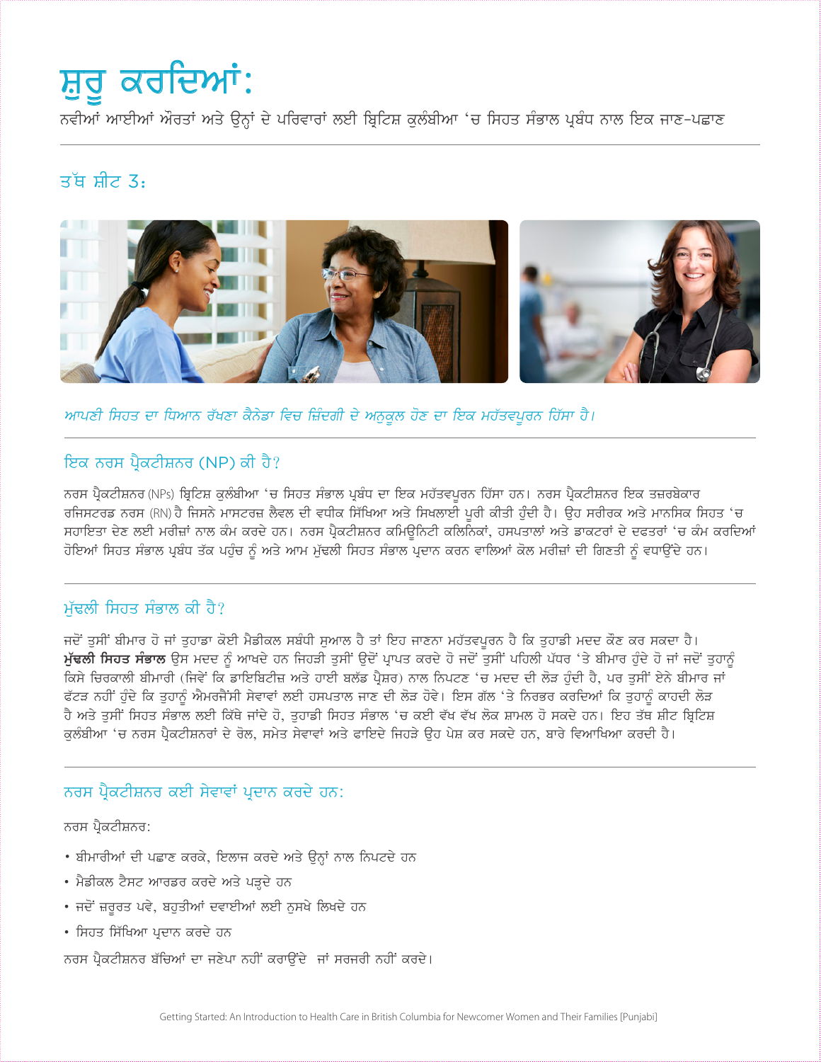# ਸ਼ੁਰੂ ਕਰਦਿਆਂ:

ਨਵੀਆਂ ਆਈਆਂ ਔਰਤਾਂ ਅਤੇ ਉਨ੍ਹਾਂ ਦੇ ਪਰਿਵਾਰਾਂ ਲਈ ਬ੍ਰਿਟਿਸ਼ ਕੁਲੰਬੀਆ 'ਚ ਸਿਹਤ ਸੰਭਾਲ ਪ੍ਰਬੰਧ ਨਾਲ ਇਕ ਜਾਣ-ਪਛਾਣ

## ਤੱਥ ਸ਼ੀਟ 3:

*ਆਪਣੀ ਸਿਹਤ ਦਾ ਧਿਆਨ ਰੱਖਣਾ ਕੈਨੇਡਾ ਵਿਚ ਜ਼ਿੰਦਗੀ ਦੇ ਅਨੁਕੂਲ ਹੋਣ ਦਾ ਇਕ ਮਹੱਤਵਪੂਰਨ ਹਿੱਸਾ ਹੈ।*

### ਇਕ ਨਰਸ ਪ੍ਰੈਕਟੀਸ਼ਨਰ (NP) ਕੀ ਹੈ?

ਨਰਸ ਪ੍ਰੈਕਟੀਸ਼ਨਰ (NPs) ਬ੍ਰਿਟਿਸ਼ ਕੁਲੰਬੀਆ 'ਚ ਸਿਹਤ ਸੰਭਾਲ ਪ੍ਰਬੰਧ ਦਾ ਇਕ ਮਹੱਤਵਪੂਰਨ ਹਿੱਸਾ ਹਨ। ਨਰਸ ਪ੍ਰੈਕਟੀਸ਼ਨਰ ਇਕ ਤਜ਼ਰਬੇਕਾਰ ਰਜਿਸਟਰਡ ਨਰਸ (RN) ਹੈ ਜਿਸਨੇ ਮਾਸਟਰਜ਼ ਲੈਵਲ ਦੀ ਵਧੀਕ ਸਿੱਖਿਆ ਅਤੇ ਸਿਖਲਾਈ ਪੂਰੀ ਕੀਤੀ ਹੁੰਦੀ ਹੈ। ਉਹ ਸਰੀਰਕ ਅਤੇ ਮਾਨਸਿਕ ਸਿਹਤ 'ਚ ਸਹਾਇਤਾ ਦੇਣ ਲਈ ਮਰੀਜ਼ਾਂ ਨਾਲ ਕੰਮ ਕਰਦੇ ਹਨ। ਨਰਸ ਪ੍ਰੈਕਟੀਸ਼ਨਰ ਕਮਿਊਨਿਟੀ ਕਲਿਨਿਕਾਂ, ਹਸਪਤਾਲਾਂ ਅਤੇ ਡਾਕਟਰਾਂ ਦੇ ਦਫਤਰਾਂ 'ਚ ਕੰਮ ਕਰਦਿਆਂ ਹੋਇਆਂ ਸਿਹਤ ਸੰਭਾਲ ਪ੍ਰਬੰਧ ਤੱਕ ਪਹੁੰਚ ਨੂੰ ਅਤੇ ਆਮ ਮੁੱਢਲੀ ਸਿਹਤ ਸੰਭਾਲ ਪ੍ਰਦਾਨ ਕਰਨ ਵਾਲਿਆਂ ਕੋਲ ਮਰੀਜ਼ਾਂ ਦੀ ਗਿਣਤੀ ਨੂੰ ਵਧਾਉਂਦੇ ਹਨ।

### ਮੁੱਢਲੀ ਸਿਹਤ ਸੰਭਾਲ ਕੀ ਹੈ?

ਜਦੋਂ ਤੁਸੀਂ ਬੀਮਾਰ ਹੋ ਜਾਂ ਤੁਹਾਡਾ ਕੋਈ ਮੈਡੀਕਲ ਸਬੰਧੀ ਸੁਆਲ ਹੈ ਤਾਂ ਇਹ ਜਾਣਨਾ ਮਹੱਤਵਪੂਰਨ ਹੈ ਕਿ ਤੁਹਾਡੀ ਮਦਦ ਕੌਣ ਕਰ ਸਕਦਾ ਹੈ। **ਮੁੱਢਲੀ ਸਿਹਤ ਸੰਭਾਲ** ਉਸ ਮਦਦ ਨੂੰ ਆਖਦੇ ਹਨ ਜਿਹੜੀ ਤੁਸੀਂ ਉਦੋਂ ਪ੍ਰਾਪਤ ਕਰਦੇ ਹੋ ਜਦੋਂ ਤੁਸੀਂ ਪਹਿਲੀ ਪੱਧਰ 'ਤੇ ਬੀਮਾਰ ਹੁੰਦੇ ਹੋ ਜਾਂ ਜਦੋਂ ਤੁਹਾਨੂੰ ਕਿਸੇ ਚਿਰਕਾਲੀ ਬੀਮਾਰੀ (ਜਿਵੇਂ ਕਿ ਡਾਇਬਿਟੀਜ਼ ਅਤੇ ਹਾਈ ਬਲੱਡ ਪ੍ਰੈਸ਼ਰ) ਨਾਲ ਨਿਪਟਣ 'ਚ ਮਦਦ ਦੀ ਲੋੜ ਹੁੰਦੀ ਹੈ, ਪਰ ਤੁਸੀਂ ਏਨੇ ਬੀਮਾਰ ਜਾਂ ਫੱਟੜ ਨਹੀਂ ਹੁੰਦੇ ਕਿ ਤੁਹਾਨੂੰ ਐਮਰਜੈਂਸੀ ਸੇਵਾਵਾਂ ਲਈ ਹਸਪਤਾਲ ਜਾਣ ਦੀ ਲੋੜ ਹੋਵੇ। ਇਸ ਗੱਲ 'ਤੇ ਨਿਰਭਰ ਕਰਦਿਆਂ ਕਿ ਤੁਹਾਨੂੰ ਕਾਹਦੀ ਲੋੜ ਹੈ ਅਤੇ ਤੁਸੀਂ ਸਿਹਤ ਸੰਭਾਲ ਲਈ ਕਿੱਥੇ ਜਾਂਦੇ ਹੋ, ਤੁਹਾਡੀ ਸਿਹਤ ਸੰਭਾਲ 'ਚ ਕਈ ਵੱਖ ਵੱਖ ਲੋਕ ਸ਼ਾਮਲ ਹੋ ਸਕਦੇ ਹਨ। ਇਹ ਤੱਥ ਸ਼ੀਟ ਬ੍ਰਿਟਿਸ਼ ਕੁਲੰਬੀਆ 'ਚ ਨਰਸ ਪ੍ਰੈਕਟੀਸ਼ਨਰਾਂ ਦੇ ਰੋਲ, ਸਮੇਤ ਸੇਵਾਵਾਂ ਅਤੇ ਫਾਇਦੇ ਜਿਹੜੇ ਉਹ ਪੇਸ਼ ਕਰ ਸਕਦੇ ਹਨ, ਬਾਰੇ ਵਿਆਖਿਆ ਕਰਦੀ ਹੈ।

### ਨਰਸ ਪ੍ਰੈਕਟੀਸ਼ਨਰ ਕਈ ਸੇਵਾਵਾਂ ਪ੍ਰਦਾਨ ਕਰਦੇ ਹਨ:

ਨਰਸ ਪ੍ਰੈਕਟੀਸ਼ਨਰ:

- ਬੀਮਾਰੀਆਂ ਦੀ ਪਛਾਣ ਕਰਕੇ, ਇਲਾਜ ਕਰਦੇ ਅਤੇ ਉਨ੍ਹਾਂ ਨਾਲ ਨਿਪਟਦੇ ਹਨ
- ਮੈਡੀਕਲ ਟੈਸਟ ਆਰਡਰ ਕਰਦੇ ਅਤੇ ਪੜ੍ਹਦੇ ਹਨ
- ਜਦੋਂ ਜ਼ਰੂਰਤ ਪਵੇ, ਬਹੁਤੀਆਂ ਦਵਾਈਆਂ ਲਈ ਨੁਸਖੇ ਲਿਖਦੇ ਹਨ
- ਸਿਹਤ ਸਿੱਖਿਆ ਪ੍ਰਦਾਨ ਕਰਦੇ ਹਨ

ਨਰਸ ਪ੍ਰੈਕਟੀਸ਼ਨਰ ਬੱਚਿਆਂ ਦਾ ਜਣੇਪਾ ਨਹੀਂ ਕਰਾਉਂਦੇ ਜਾਂ ਸਰਜਰੀ ਨਹੀਂ ਕਰਦੇ।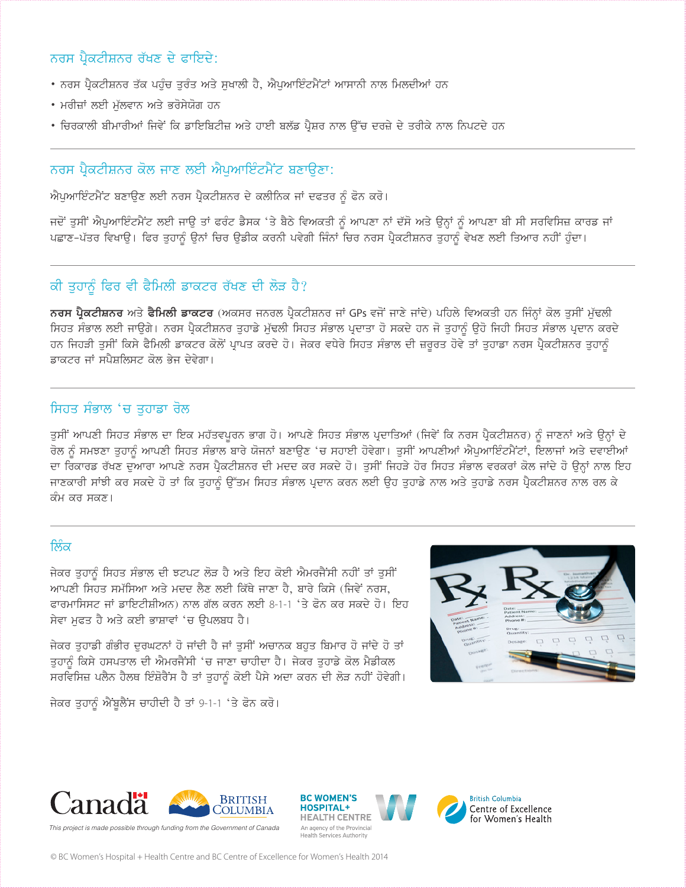## ਨਰਸ ਪ੍ਰੈਕਟੀਸ਼ਨਰ ਰੱਖਣ ਦੇ ਫਾਇਦੇ:

- ਨਰਸ ਪ੍ਰੈਕਟੀਸ਼ਨਰ ਤੱਕ ਪਹੁੰਚ ਤੁਰੰਤ ਅਤੇ ਸੁਖਾਲੀ ਹੈ, ਐਪੁਆਇੰਟਮੈਂਟਾਂ ਆਸਾਨੀ ਨਾਲ ਮਿਲਦੀਆਂ ਹਨ
- ਮਰੀਜ਼ਾਂ ਲਈ ਮੁੱਲਵਾਨ ਅਤੇ ਭਰੋਸੇਯੋਗ ਹਨ
- ਚਿਰਕਾਲੀ ਬੀਮਾਰੀਆਂ ਜਿਵੇਂ ਕਿ ਡਾਇਬਿਟੀਜ਼ ਅਤੇ ਹਾਈ ਬਲੱਡ ਪ੍ਰੈਸ਼ਰ ਨਾਲ ਉੱਚ ਦਰਜੇ ਦੇ ਤਰੀਕੇ ਨਾਲ ਨਿਪਟਦੇ ਹਨ

## ਨਰਸ ਪ੍ਰੈਕਟੀਸ਼ਨਰ ਕੋਲ ਜਾਣ ਲਈ ਐਪੁਆਇੰਟਮੈਂਟ ਬਣਾਉਣਾ:

ਐਪੁਆਇੰਟਮੈਂਟ ਬਣਾਉਣ ਲਈ ਨਰਸ ਪ੍ਰੈਕਟੀਸ਼ਨਰ ਦੇ ਕਲੀਨਿਕ ਜਾਂ ਦਫਤਰ ਨੂੰ ਫੋਨ ਕਰੋ।

ਜਦੋਂ ਤੁਸੀਂ ਐਪੁਆਇੰਟਮੈਂਟ ਲਈ ਜਾਉ ਤਾਂ ਫਰੰਟ ਡੈਸਕ 'ਤੇ ਬੈਠੇ ਵਿਅਕਤੀ ਨੂੰ ਆਪਣਾ ਨਾਂ ਦੱਸੋ ਅਤੇ ਉਨ੍ਹਾਂ ਨੂੰ ਆਪਣਾ ਬੀ ਸੀ ਸਰਵਿਸਿਜ਼ ਕਾਰਡ ਜਾਂ ਪਛਾਣ-ਪੱਤਰ ਵਿਖਾਉ। ਫਿਰ ਤੁਹਾਨੂੰ ਉਨਾਂ ਚਿਰ ਉਡੀਕ ਕਰਨੀ ਪਵੇਗੀ ਜਿੰਨਾਂ ਚਿਰ ਨਰਸ ਪ੍ਰੈਕਟੀਸ਼ਨਰ ਤੁਹਾਨੂੰ ਵੇਖਣ ਲਈ ਤਿਆਰ ਨਹੀਂ ਹੁੰਦਾ।

## ਕੀ ਤੁਹਾਨੂੰ ਫਿਰ ਵੀ ਫੈਮਿਲੀ ਡਾਕਟਰ ਰੱਖਣ ਦੀ ਲੋੜ ਹੈ?

**ਨਰਸ ਪ੍ਰੈਕਟੀਸ਼ਨਰ** ਅਤੇ **ਫੈਮਿਲੀ ਡਾਕਟਰ** (ਅਕਸਰ ਜਨਰਲ ਪ੍ਰੈਕਟੀਸ਼ਨਰ ਜਾਂ GPs ਵਜੋਂ ਜਾਣੇ ਜਾਂਦੇ) ਪਹਿਲੇ ਵਿਅਕਤੀ ਹਨ ਜਿੰਨ੍ਹਾਂ ਕੋਲ ਤੁਸੀਂ ਮੁੱਢਲੀ ਸਿਹਤ ਸੰਭਾਲ ਲਈ ਜਾਉਗੇ। ਨਰਸ ਪ੍ਰੈਕਟੀਸ਼ਨਰ ਤੁਹਾਡੇ ਮੁੱਢਲੀ ਸਿਹਤ ਸੰਭਾਲ ਪ੍ਰਦਾਤਾ ਹੋ ਸਕਦੇ ਹਨ ਜੋ ਤੁਹਾਨੂੰ ਉਹੋ ਜਿਹੀ ਸਿਹਤ ਸੰਭਾਲ ਪ੍ਰਦਾਨ ਕਰਦੇ ਹਨ ਜਿਹੜੀ ਤੁਸੀਂ ਕਿਸੇ ਫੈਮਿਲੀ ਡਾਕਟਰ ਕੋਲੋਂ ਪ੍ਰਾਪਤ ਕਰਦੇ ਹੋ। ਜੇਕਰ ਵਧੇਰੇ ਸਿਹਤ ਸੰਭਾਲ ਦੀ ਜ਼ਰੂਰਤ ਹੋਵੇ ਤਾਂ ਤੁਹਾਡਾ ਨਰਸ ਪ੍ਰੈਕਟੀਸ਼ਨਰ ਤੁਹਾਨੂੰ ਡਾਕਟਰ ਜਾਂ ਸਪੈਸ਼ਲਿਸਟ ਕੋਲ ਭੇਜ ਦੇਵੇਗਾ।

## ਸਿਹਤ ਸੰਭਾਲ 'ਚ ਤੁਹਾਡਾ ਰੋਲ

ਤੁਸੀਂ ਆਪਣੀ ਸਿਹਤ ਸੰਭਾਲ ਦਾ ਇਕ ਮਹੱਤਵਪੂਰਨ ਭਾਗ ਹੋ। ਆਪਣੇ ਸਿਹਤ ਸੰਭਾਲ ਪ੍ਰਦਾਤਿਆਂ (ਜਿਵੇਂ ਕਿ ਨਰਸ ਪ੍ਰੈਕਟੀਸ਼ਨਰ) ਨੂੰ ਜਾਣਨਾਂ ਅਤੇ ਉਨ੍ਹਾਂ ਦੇ ਰੋਲ ਨੂੰ ਸਮਝਣਾ ਤੁਹਾਨੂੰ ਆਪਣੀ ਸਿਹਤ ਸੰਭਾਲ ਬਾਰੇ ਯੋਜਨਾਂ ਬਣਾਉਣ 'ਚ ਸਹਾਈ ਹੋਵੇਗਾ। ਤੁਸੀਂ ਆਪਣੀਆਂ ਐਪੁਆਇੰਟਮੈਂਟਾਂ, ਇਲਾਜਾਂ ਅਤੇ ਦਵਾਈਆਂ ਦਾ ਰਿਕਾਰਡ ਰੱਖਣ ਦੁਆਰਾ ਆਪਣੇ ਨਰਸ ਪ੍ਰੈਕਟੀਸ਼ਨਰ ਦੀ ਮਦਦ ਕਰ ਸਕਦੇ ਹੋ। ਤੁਸੀਂ ਜਿਹੜੇ ਹੋਰ ਸਿਹਤ ਸੰਭਾਲ ਵਰਕਰਾਂ ਕੋਲ ਜਾਂਦੇ ਹੋ ਉਨ੍ਹਾਂ ਨਾਲ ਇਹ ਜਾਣਕਾਰੀ ਸਾਂਝੀ ਕਰ ਸਕਦੇ ਹੋ ਤਾਂ ਕਿ ਤੁਹਾਨੂੰ ਉੱਤਮ ਸਿਹਤ ਸੰਭਾਲ ਪ੍ਰਦਾਨ ਕਰਨ ਲਈ ਉਹ ਤੁਹਾਡੇ ਨਾਲ ਅਤੇ ਤੁਹਾਡੇ ਨਰਸ ਪ੍ਰੈਕਟੀਸ਼ਨਰ ਨਾਲ ਰਲ ਕੇ ਕੰਮ ਕਰ ਸਕਣ।

## ਲਿੰਕ

ਜੇਕਰ ਤੁਹਾਨੂੰ ਸਿਹਤ ਸੰਭਾਲ ਦੀ ਝਟਪਟ ਲੋੜ ਹੈ ਅਤੇ ਇਹ ਕੋਈ ਐਮਰਜੈਂਸੀ ਨਹੀਂ ਤਾਂ ਤੁਸੀਂ ਆਪਣੀ ਸਿਹਤ ਸਮੱਸਿਆ ਅਤੇ ਮਦਦ ਲੈਣ ਲਈ ਕਿੱਥੇ ਜਾਣਾ ਹੈ, ਬਾਰੇ ਕਿਸੇ (ਜਿਵੇਂ ਨਰਸ, ਫਾਰਮਾਸਿਸਟ ਜਾਂ ਡਾਇਟੀਸ਼ੀਅਨ) ਨਾਲ ਗੱਲ ਕਰਨ ਲਈ 8-1-1 'ਤੇ ਫੋਨ ਕਰ ਸਕਦੇ ਹੋ। ਇਹ ਸੇਵਾ ਮੁਫਤ ਹੈ ਅਤੇ ਕਈ ਭਾਸ਼ਾਵਾਂ 'ਚ ਉਪਲਬਧ ਹੈ।

ਜੇਕਰ ਤੁਹਾਡੀ ਗੰਭੀਰ ਦੁਰਘਟਨਾਂ ਹੋ ਜਾਂਦੀ ਹੈ ਜਾਂ ਤੁਸੀਂ ਅਚਾਨਕ ਬਹੁਤ ਬਿਮਾਰ ਹੋ ਜਾਂਦੇ ਹੋ ਤਾਂ ਤੁਹਾਨੂੰ ਕਿਸੇ ਹਸਪਤਾਲ ਦੀ ਐਮਰਜੈਂਸੀ 'ਚ ਜਾਣਾ ਚਾਹੀਦਾ ਹੈ। ਜੇਕਰ ਤੁਹਾਡੇ ਕੋਲ ਮੈਡੀਕਲ ਸਰਵਿਸਿਜ਼ ਪਲੈਨ ਹੈਲਥ ਇੰਸ਼ੋਰੈਂਸ ਹੈ ਤਾਂ ਤੁਹਾਨੂੰ ਕੋਈ ਪੈਸੇ ਅਦਾ ਕਰਨ ਦੀ ਲੋੜ ਨਹੀਂ ਹੋਵੇਗੀ।

ਜੇਕਰ ਤੁਹਾਨੂੰ ਐਂਬੂਲੈਂਸ ਚਾਹੀਦੀ ਹੈ ਤਾਂ 9-1-1 'ਤੇ ਫੋਨ ਕਰੋ।

Canada — BRITISH COLUMBIA — BC WOMEN'S HOSPITAL+ HEALTH CENTRE, An agency of the Provincial Health Services Authority — British Columbia Centre of Excellence for Women's Health

*This project is made possible through funding from the Government of Canada*

© BC Women's Hospital + Health Centre and BC Centre of Excellence for Women's Health 2014